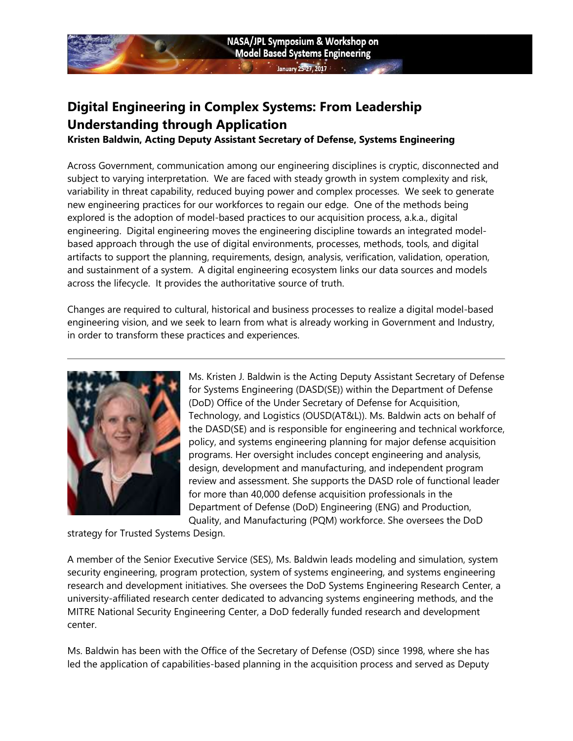## Digital Engineering in Complex Systems: From Leadership Understanding through Application

**Kristen Baldwin, Acting Deputy Assistant Secretary of Defense, Systems Engineering**

Across Government, communication among our engineering disciplines is cryptic, disconnected and subject to varying interpretation. We are faced with steady growth in system complexity and risk, variability in threat capability, reduced buying power and complex processes. We seek to generate new engineering practices for our workforces to regain our edge. One of the methods being explored is the adoption of model-based practices to our acquisition process, a.k.a., digital engineering. Digital engineering moves the engineering discipline towards an integrated model-based approach through the use of digital environments, processes, methods, tools, and digital artifacts to support the planning, requirements, design, analysis, verification, validation, operation, and sustainment of a system. A digital engineering ecosystem links our data sources and models across the lifecycle. It provides the authoritative source of truth.

Changes are required to cultural, historical and business processes to realize a digital model-based engineering vision, and we seek to learn from what is already working in Government and Industry, in order to transform these practices and experiences.

---

Ms. Kristen J. Baldwin is the Acting Deputy Assistant Secretary of Defense for Systems Engineering (DASD(SE)) within the Department of Defense (DoD) Office of the Under Secretary of Defense for Acquisition, Technology, and Logistics (OUSD(AT&L)). Ms. Baldwin acts on behalf of the DASD(SE) and is responsible for engineering and technical workforce, policy, and systems engineering planning for major defense acquisition programs. Her oversight includes concept engineering and analysis, design, development and manufacturing, and independent program review and assessment. She supports the DASD role of functional leader for more than 40,000 defense acquisition professionals in the Department of Defense (DoD) Engineering (ENG) and Production, Quality, and Manufacturing (PQM) workforce. She oversees the DoD strategy for Trusted Systems Design.

A member of the Senior Executive Service (SES), Ms. Baldwin leads modeling and simulation, system security engineering, program protection, system of systems engineering, and systems engineering research and development initiatives. She oversees the DoD Systems Engineering Research Center, a university-affiliated research center dedicated to advancing systems engineering methods, and the MITRE National Security Engineering Center, a DoD federally funded research and development center.

Ms. Baldwin has been with the Office of the Secretary of Defense (OSD) since 1998, where she has led the application of capabilities-based planning in the acquisition process and served as Deputy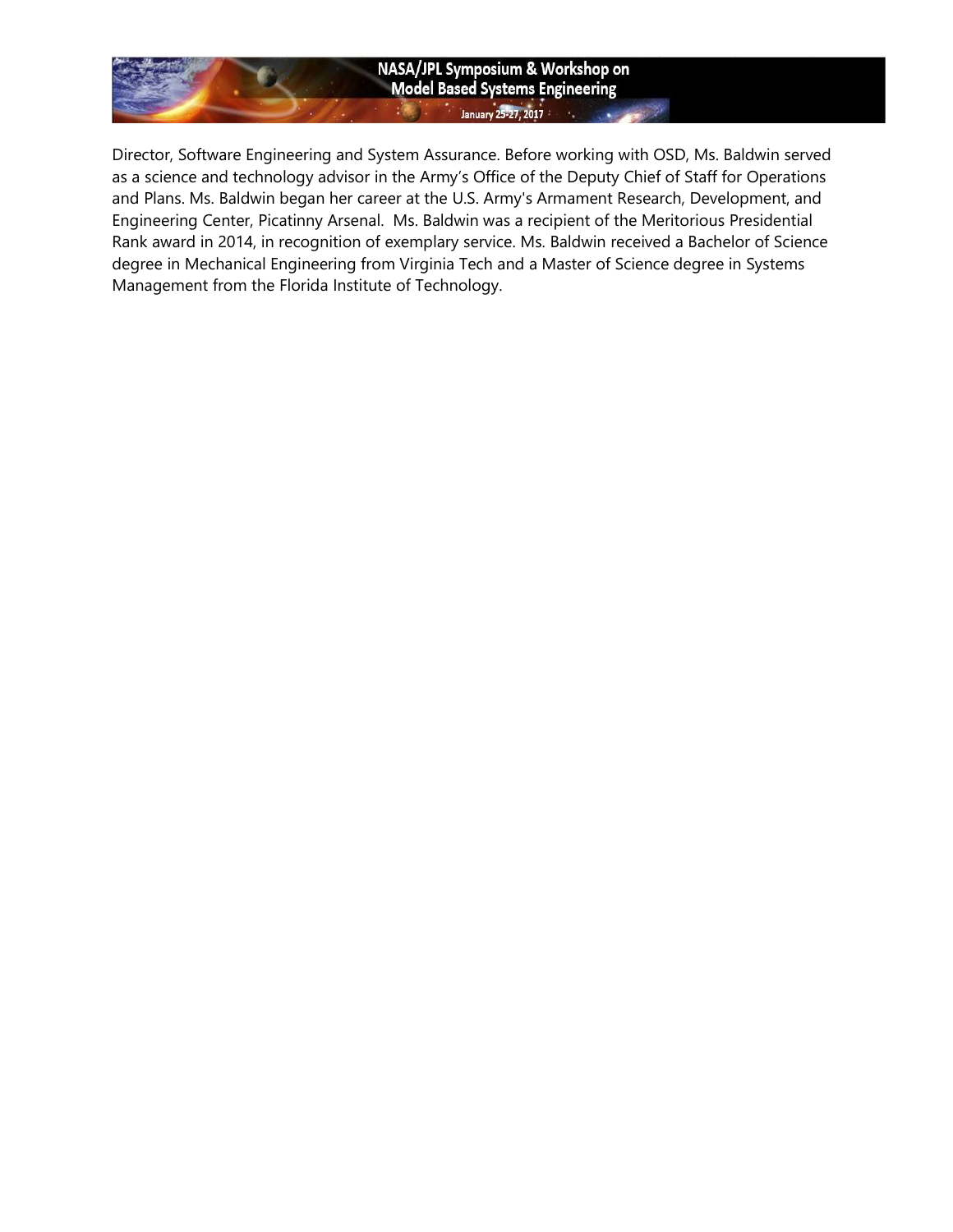Director, Software Engineering and System Assurance. Before working with OSD, Ms. Baldwin served as a science and technology advisor in the Army's Office of the Deputy Chief of Staff for Operations and Plans. Ms. Baldwin began her career at the U.S. Army's Armament Research, Development, and Engineering Center, Picatinny Arsenal. Ms. Baldwin was a recipient of the Meritorious Presidential Rank award in 2014, in recognition of exemplary service. Ms. Baldwin received a Bachelor of Science degree in Mechanical Engineering from Virginia Tech and a Master of Science degree in Systems Management from the Florida Institute of Technology.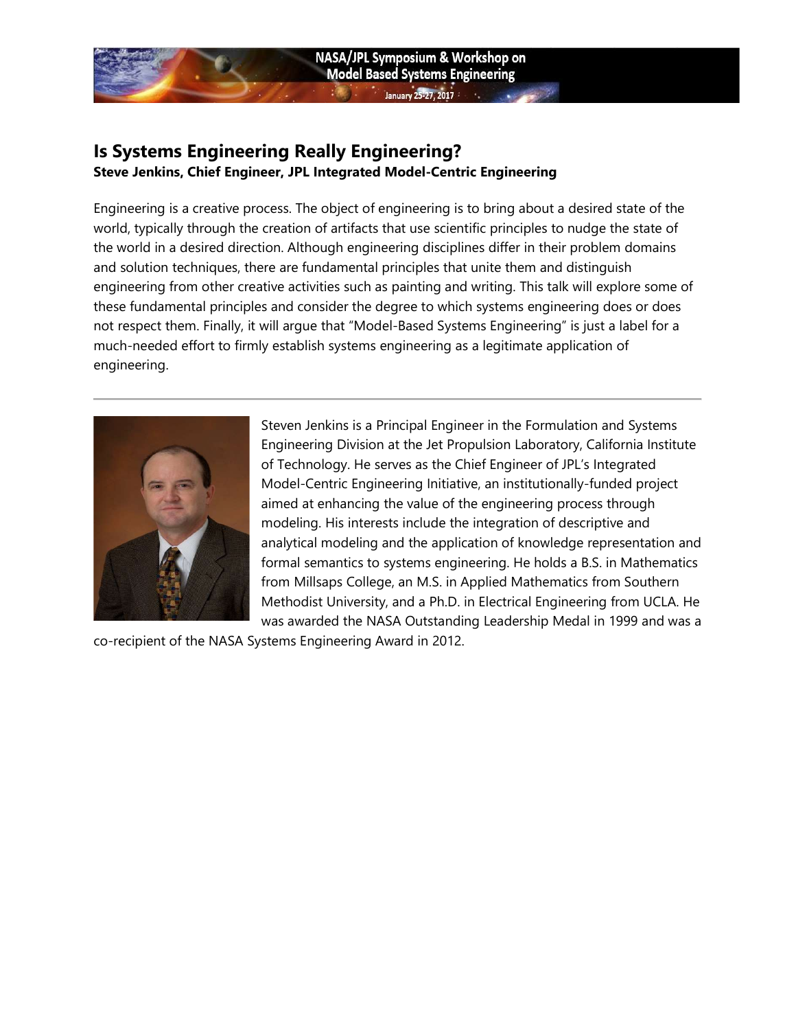## Is Systems Engineering Really Engineering?

**Steve Jenkins, Chief Engineer, JPL Integrated Model-Centric Engineering**

Engineering is a creative process. The object of engineering is to bring about a desired state of the world, typically through the creation of artifacts that use scientific principles to nudge the state of the world in a desired direction. Although engineering disciplines differ in their problem domains and solution techniques, there are fundamental principles that unite them and distinguish engineering from other creative activities such as painting and writing. This talk will explore some of these fundamental principles and consider the degree to which systems engineering does or does not respect them. Finally, it will argue that "Model-Based Systems Engineering" is just a label for a much-needed effort to firmly establish systems engineering as a legitimate application of engineering.

---

Steven Jenkins is a Principal Engineer in the Formulation and Systems Engineering Division at the Jet Propulsion Laboratory, California Institute of Technology. He serves as the Chief Engineer of JPL's Integrated Model-Centric Engineering Initiative, an institutionally-funded project aimed at enhancing the value of the engineering process through modeling. His interests include the integration of descriptive and analytical modeling and the application of knowledge representation and formal semantics to systems engineering. He holds a B.S. in Mathematics from Millsaps College, an M.S. in Applied Mathematics from Southern Methodist University, and a Ph.D. in Electrical Engineering from UCLA. He was awarded the NASA Outstanding Leadership Medal in 1999 and was a co-recipient of the NASA Systems Engineering Award in 2012.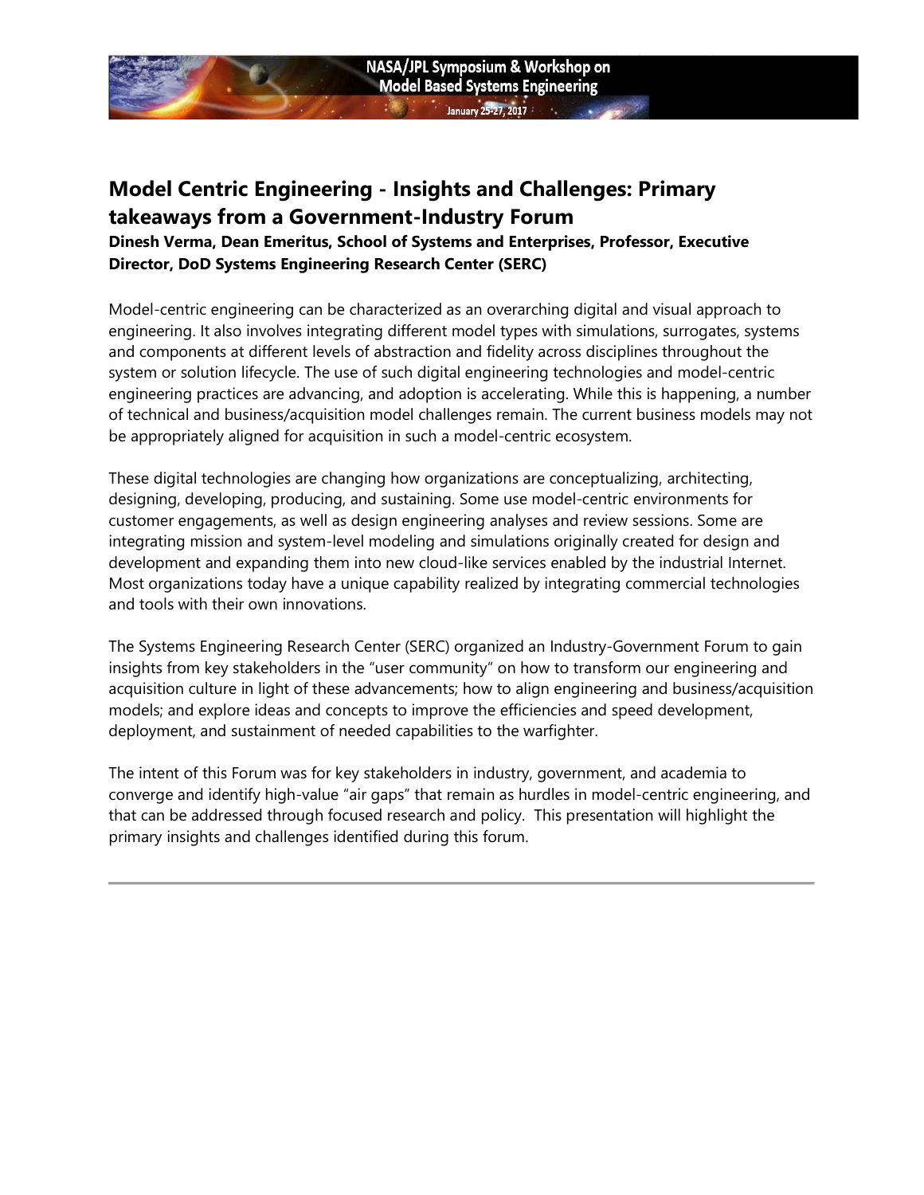## Model Centric Engineering - Insights and Challenges: Primary takeaways from a Government-Industry Forum

**Dinesh Verma, Dean Emeritus, School of Systems and Enterprises, Professor, Executive Director, DoD Systems Engineering Research Center (SERC)**

Model-centric engineering can be characterized as an overarching digital and visual approach to engineering. It also involves integrating different model types with simulations, surrogates, systems and components at different levels of abstraction and fidelity across disciplines throughout the system or solution lifecycle. The use of such digital engineering technologies and model-centric engineering practices are advancing, and adoption is accelerating. While this is happening, a number of technical and business/acquisition model challenges remain. The current business models may not be appropriately aligned for acquisition in such a model-centric ecosystem.

These digital technologies are changing how organizations are conceptualizing, architecting, designing, developing, producing, and sustaining. Some use model-centric environments for customer engagements, as well as design engineering analyses and review sessions. Some are integrating mission and system-level modeling and simulations originally created for design and development and expanding them into new cloud-like services enabled by the industrial Internet. Most organizations today have a unique capability realized by integrating commercial technologies and tools with their own innovations.

The Systems Engineering Research Center (SERC) organized an Industry-Government Forum to gain insights from key stakeholders in the "user community" on how to transform our engineering and acquisition culture in light of these advancements; how to align engineering and business/acquisition models; and explore ideas and concepts to improve the efficiencies and speed development, deployment, and sustainment of needed capabilities to the warfighter.

The intent of this Forum was for key stakeholders in industry, government, and academia to converge and identify high-value "air gaps" that remain as hurdles in model-centric engineering, and that can be addressed through focused research and policy. This presentation will highlight the primary insights and challenges identified during this forum.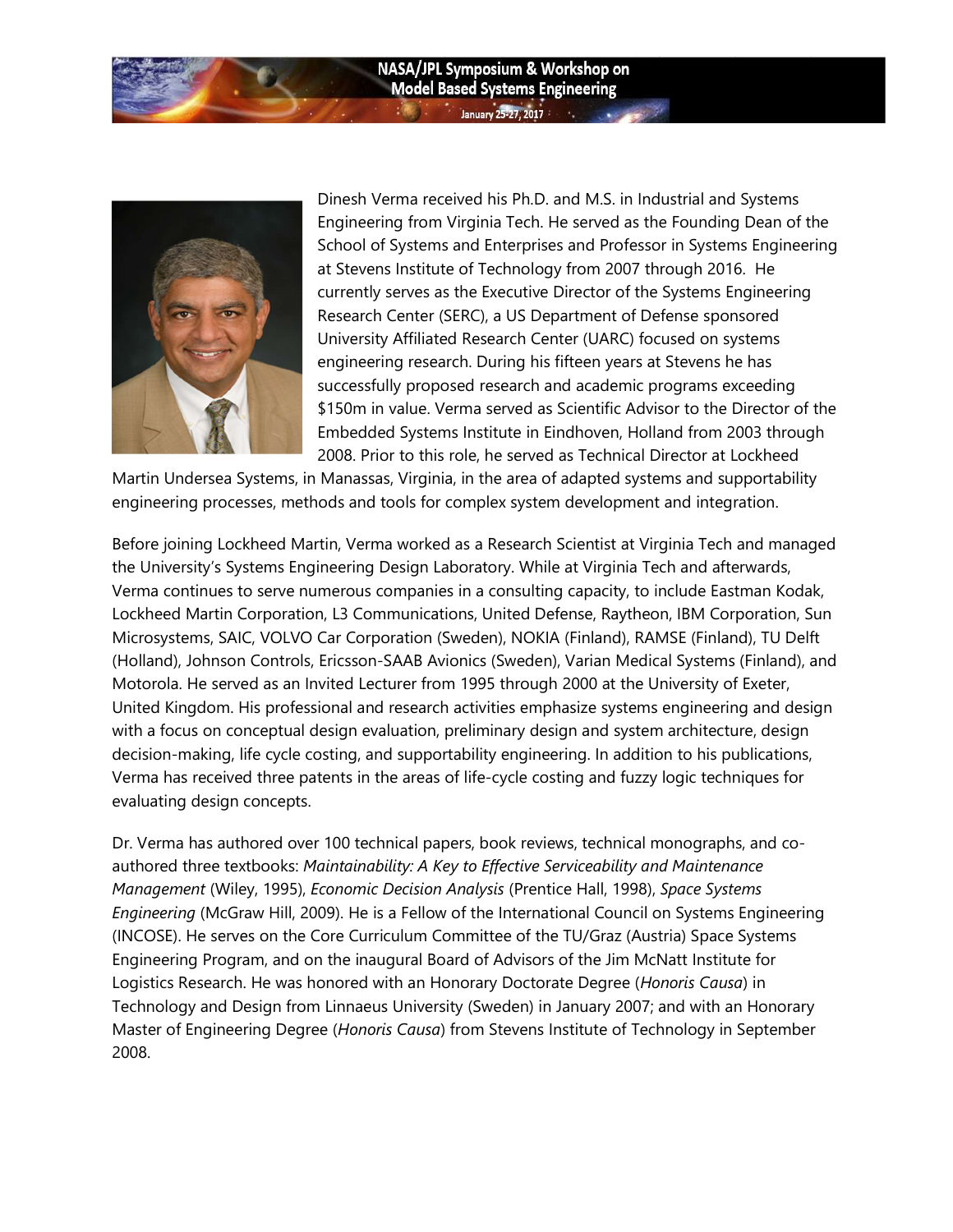Dinesh Verma received his Ph.D. and M.S. in Industrial and Systems Engineering from Virginia Tech. He served as the Founding Dean of the School of Systems and Enterprises and Professor in Systems Engineering at Stevens Institute of Technology from 2007 through 2016. He currently serves as the Executive Director of the Systems Engineering Research Center (SERC), a US Department of Defense sponsored University Affiliated Research Center (UARC) focused on systems engineering research. During his fifteen years at Stevens he has successfully proposed research and academic programs exceeding $150m in value. Verma served as Scientific Advisor to the Director of the Embedded Systems Institute in Eindhoven, Holland from 2003 through 2008. Prior to this role, he served as Technical Director at Lockheed Martin Undersea Systems, in Manassas, Virginia, in the area of adapted systems and supportability engineering processes, methods and tools for complex system development and integration.

Before joining Lockheed Martin, Verma worked as a Research Scientist at Virginia Tech and managed the University's Systems Engineering Design Laboratory. While at Virginia Tech and afterwards, Verma continues to serve numerous companies in a consulting capacity, to include Eastman Kodak, Lockheed Martin Corporation, L3 Communications, United Defense, Raytheon, IBM Corporation, Sun Microsystems, SAIC, VOLVO Car Corporation (Sweden), NOKIA (Finland), RAMSE (Finland), TU Delft (Holland), Johnson Controls, Ericsson-SAAB Avionics (Sweden), Varian Medical Systems (Finland), and Motorola. He served as an Invited Lecturer from 1995 through 2000 at the University of Exeter, United Kingdom. His professional and research activities emphasize systems engineering and design with a focus on conceptual design evaluation, preliminary design and system architecture, design decision-making, life cycle costing, and supportability engineering. In addition to his publications, Verma has received three patents in the areas of life-cycle costing and fuzzy logic techniques for evaluating design concepts.

Dr. Verma has authored over 100 technical papers, book reviews, technical monographs, and co-authored three textbooks: *Maintainability: A Key to Effective Serviceability and Maintenance Management* (Wiley, 1995), *Economic Decision Analysis* (Prentice Hall, 1998), *Space Systems Engineering* (McGraw Hill, 2009). He is a Fellow of the International Council on Systems Engineering (INCOSE). He serves on the Core Curriculum Committee of the TU/Graz (Austria) Space Systems Engineering Program, and on the inaugural Board of Advisors of the Jim McNatt Institute for Logistics Research. He was honored with an Honorary Doctorate Degree (*Honoris Causa*) in Technology and Design from Linnaeus University (Sweden) in January 2007; and with an Honorary Master of Engineering Degree (*Honoris Causa*) from Stevens Institute of Technology in September 2008.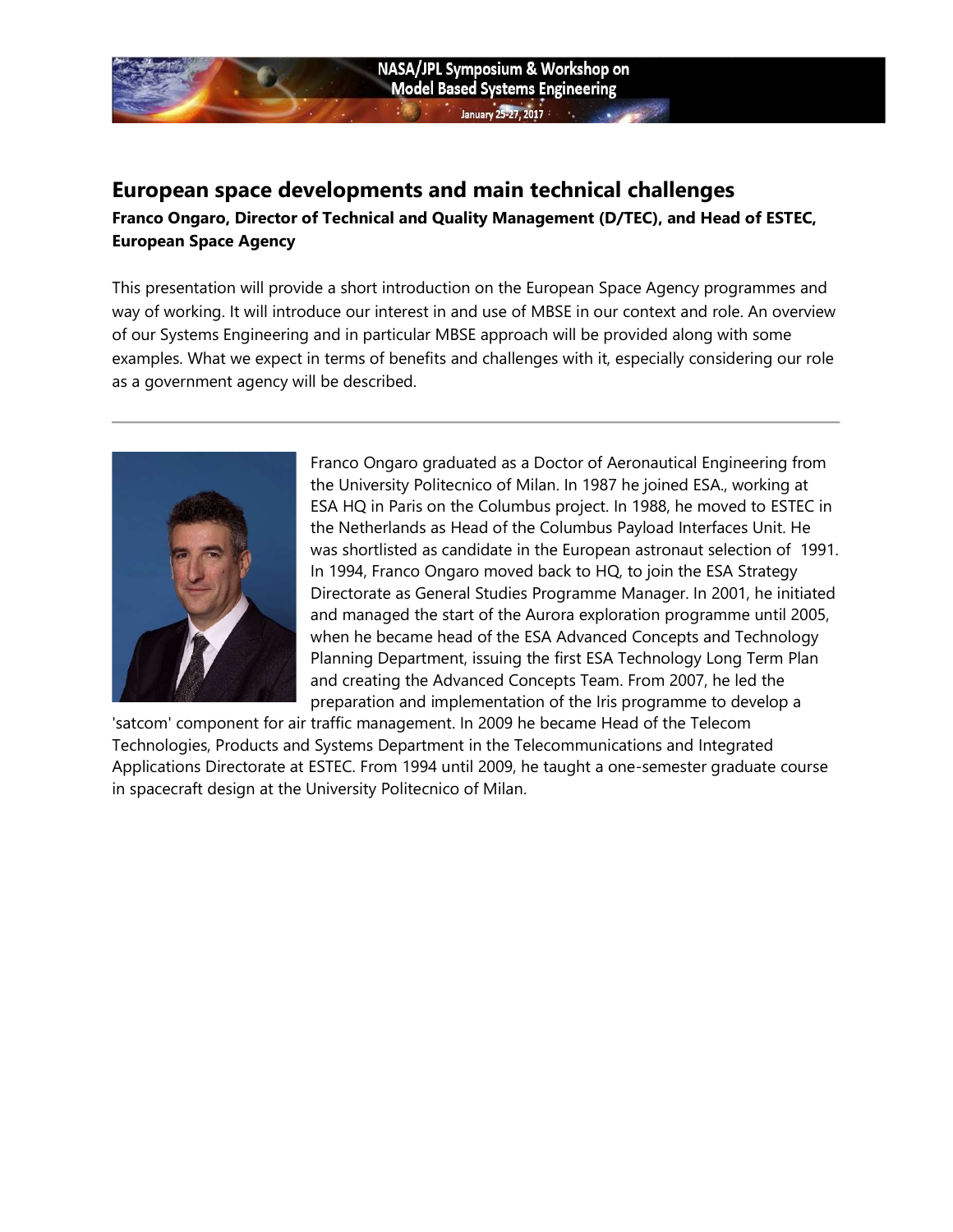## European space developments and main technical challenges

**Franco Ongaro, Director of Technical and Quality Management (D/TEC), and Head of ESTEC, European Space Agency**

This presentation will provide a short introduction on the European Space Agency programmes and way of working. It will introduce our interest in and use of MBSE in our context and role. An overview of our Systems Engineering and in particular MBSE approach will be provided along with some examples. What we expect in terms of benefits and challenges with it, especially considering our role as a government agency will be described.

---

Franco Ongaro graduated as a Doctor of Aeronautical Engineering from the University Politecnico of Milan. In 1987 he joined ESA., working at ESA HQ in Paris on the Columbus project. In 1988, he moved to ESTEC in the Netherlands as Head of the Columbus Payload Interfaces Unit. He was shortlisted as candidate in the European astronaut selection of 1991. In 1994, Franco Ongaro moved back to HQ, to join the ESA Strategy Directorate as General Studies Programme Manager. In 2001, he initiated and managed the start of the Aurora exploration programme until 2005, when he became head of the ESA Advanced Concepts and Technology Planning Department, issuing the first ESA Technology Long Term Plan and creating the Advanced Concepts Team. From 2007, he led the preparation and implementation of the Iris programme to develop a 'satcom' component for air traffic management. In 2009 he became Head of the Telecom Technologies, Products and Systems Department in the Telecommunications and Integrated Applications Directorate at ESTEC. From 1994 until 2009, he taught a one-semester graduate course in spacecraft design at the University Politecnico of Milan.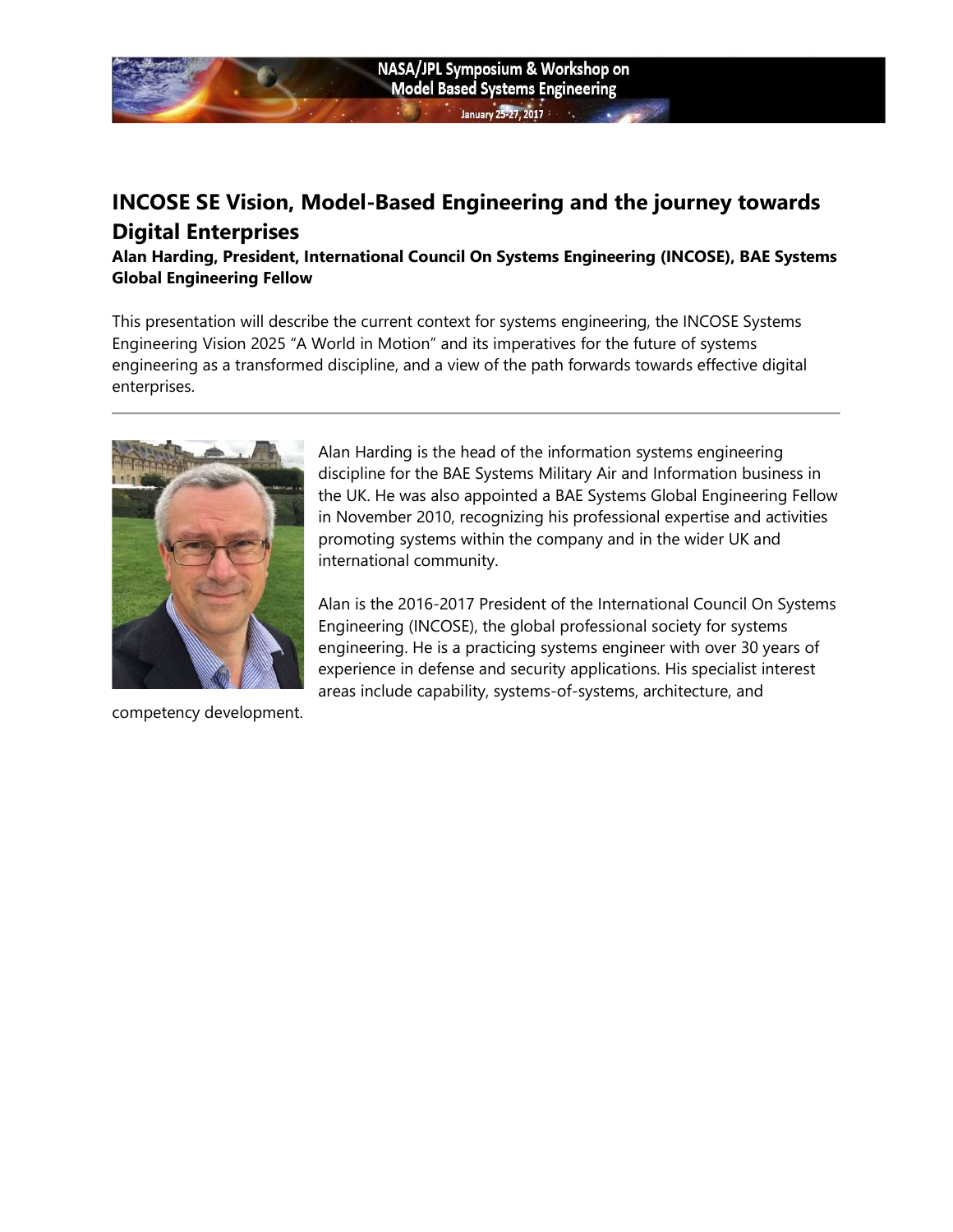## INCOSE SE Vision, Model-Based Engineering and the journey towards Digital Enterprises

**Alan Harding, President, International Council On Systems Engineering (INCOSE), BAE Systems Global Engineering Fellow**

This presentation will describe the current context for systems engineering, the INCOSE Systems Engineering Vision 2025 "A World in Motion" and its imperatives for the future of systems engineering as a transformed discipline, and a view of the path forwards towards effective digital enterprises.

---

Alan Harding is the head of the information systems engineering discipline for the BAE Systems Military Air and Information business in the UK. He was also appointed a BAE Systems Global Engineering Fellow in November 2010, recognizing his professional expertise and activities promoting systems within the company and in the wider UK and international community.

Alan is the 2016-2017 President of the International Council On Systems Engineering (INCOSE), the global professional society for systems engineering. He is a practicing systems engineer with over 30 years of experience in defense and security applications. His specialist interest areas include capability, systems-of-systems, architecture, and competency development.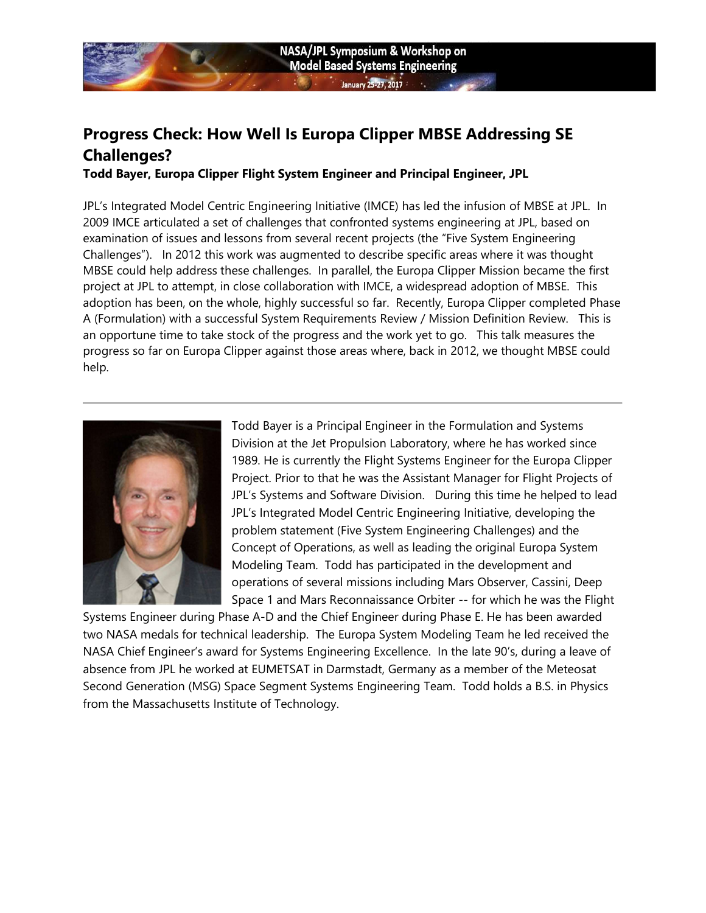## Progress Check: How Well Is Europa Clipper MBSE Addressing SE Challenges?

**Todd Bayer, Europa Clipper Flight System Engineer and Principal Engineer, JPL**

JPL's Integrated Model Centric Engineering Initiative (IMCE) has led the infusion of MBSE at JPL. In 2009 IMCE articulated a set of challenges that confronted systems engineering at JPL, based on examination of issues and lessons from several recent projects (the "Five System Engineering Challenges"). In 2012 this work was augmented to describe specific areas where it was thought MBSE could help address these challenges. In parallel, the Europa Clipper Mission became the first project at JPL to attempt, in close collaboration with IMCE, a widespread adoption of MBSE. This adoption has been, on the whole, highly successful so far. Recently, Europa Clipper completed Phase A (Formulation) with a successful System Requirements Review / Mission Definition Review. This is an opportune time to take stock of the progress and the work yet to go. This talk measures the progress so far on Europa Clipper against those areas where, back in 2012, we thought MBSE could help.

---

Todd Bayer is a Principal Engineer in the Formulation and Systems Division at the Jet Propulsion Laboratory, where he has worked since 1989. He is currently the Flight Systems Engineer for the Europa Clipper Project. Prior to that he was the Assistant Manager for Flight Projects of JPL's Systems and Software Division. During this time he helped to lead JPL's Integrated Model Centric Engineering Initiative, developing the problem statement (Five System Engineering Challenges) and the Concept of Operations, as well as leading the original Europa System Modeling Team. Todd has participated in the development and operations of several missions including Mars Observer, Cassini, Deep Space 1 and Mars Reconnaissance Orbiter -- for which he was the Flight Systems Engineer during Phase A-D and the Chief Engineer during Phase E. He has been awarded two NASA medals for technical leadership. The Europa System Modeling Team he led received the NASA Chief Engineer's award for Systems Engineering Excellence. In the late 90's, during a leave of absence from JPL he worked at EUMETSAT in Darmstadt, Germany as a member of the Meteosat Second Generation (MSG) Space Segment Systems Engineering Team. Todd holds a B.S. in Physics from the Massachusetts Institute of Technology.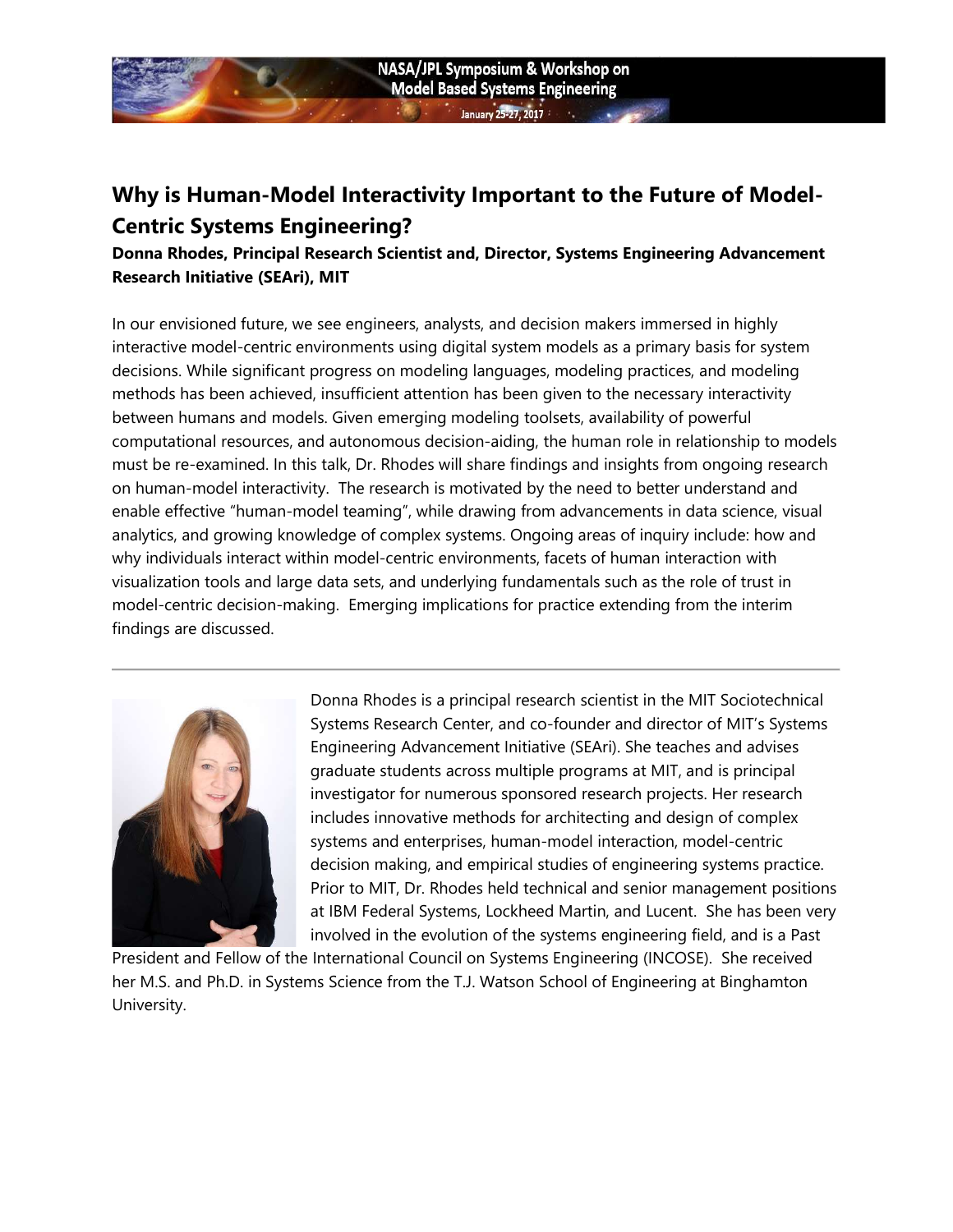## Why is Human-Model Interactivity Important to the Future of Model-Centric Systems Engineering?

**Donna Rhodes, Principal Research Scientist and, Director, Systems Engineering Advancement Research Initiative (SEAri), MIT**

In our envisioned future, we see engineers, analysts, and decision makers immersed in highly interactive model-centric environments using digital system models as a primary basis for system decisions. While significant progress on modeling languages, modeling practices, and modeling methods has been achieved, insufficient attention has been given to the necessary interactivity between humans and models. Given emerging modeling toolsets, availability of powerful computational resources, and autonomous decision-aiding, the human role in relationship to models must be re-examined. In this talk, Dr. Rhodes will share findings and insights from ongoing research on human-model interactivity. The research is motivated by the need to better understand and enable effective "human-model teaming", while drawing from advancements in data science, visual analytics, and growing knowledge of complex systems. Ongoing areas of inquiry include: how and why individuals interact within model-centric environments, facets of human interaction with visualization tools and large data sets, and underlying fundamentals such as the role of trust in model-centric decision-making. Emerging implications for practice extending from the interim findings are discussed.

---

Donna Rhodes is a principal research scientist in the MIT Sociotechnical Systems Research Center, and co-founder and director of MIT's Systems Engineering Advancement Initiative (SEAri). She teaches and advises graduate students across multiple programs at MIT, and is principal investigator for numerous sponsored research projects. Her research includes innovative methods for architecting and design of complex systems and enterprises, human-model interaction, model-centric decision making, and empirical studies of engineering systems practice. Prior to MIT, Dr. Rhodes held technical and senior management positions at IBM Federal Systems, Lockheed Martin, and Lucent. She has been very involved in the evolution of the systems engineering field, and is a Past President and Fellow of the International Council on Systems Engineering (INCOSE). She received her M.S. and Ph.D. in Systems Science from the T.J. Watson School of Engineering at Binghamton University.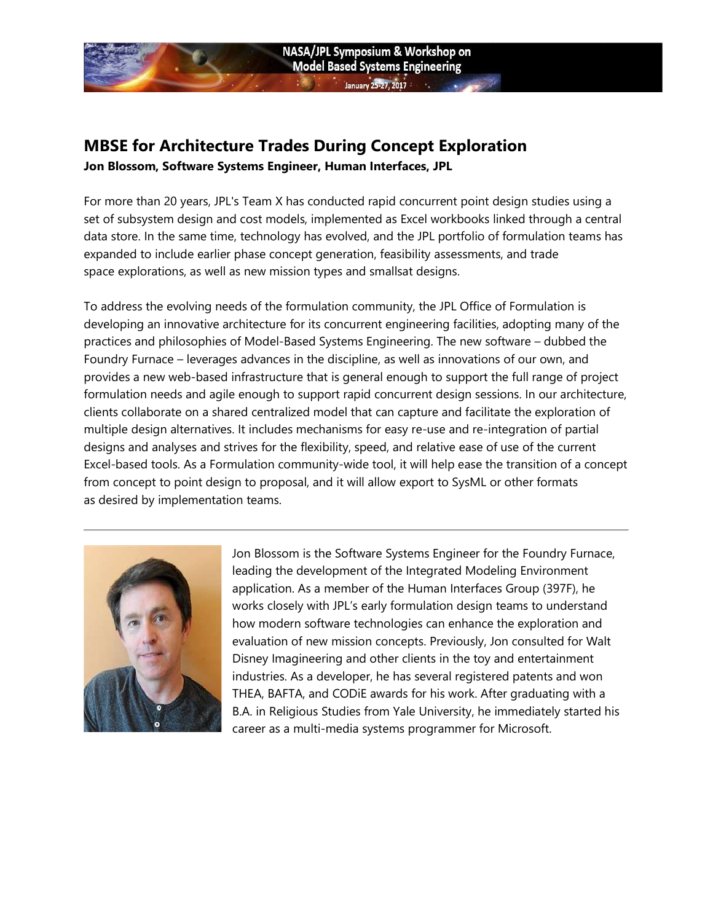## MBSE for Architecture Trades During Concept Exploration

**Jon Blossom, Software Systems Engineer, Human Interfaces, JPL**

For more than 20 years, JPL's Team X has conducted rapid concurrent point design studies using a set of subsystem design and cost models, implemented as Excel workbooks linked through a central data store. In the same time, technology has evolved, and the JPL portfolio of formulation teams has expanded to include earlier phase concept generation, feasibility assessments, and trade space explorations, as well as new mission types and smallsat designs.

To address the evolving needs of the formulation community, the JPL Office of Formulation is developing an innovative architecture for its concurrent engineering facilities, adopting many of the practices and philosophies of Model-Based Systems Engineering. The new software – dubbed the Foundry Furnace – leverages advances in the discipline, as well as innovations of our own, and provides a new web-based infrastructure that is general enough to support the full range of project formulation needs and agile enough to support rapid concurrent design sessions. In our architecture, clients collaborate on a shared centralized model that can capture and facilitate the exploration of multiple design alternatives. It includes mechanisms for easy re-use and re-integration of partial designs and analyses and strives for the flexibility, speed, and relative ease of use of the current Excel-based tools. As a Formulation community-wide tool, it will help ease the transition of a concept from concept to point design to proposal, and it will allow export to SysML or other formats as desired by implementation teams.

---

Jon Blossom is the Software Systems Engineer for the Foundry Furnace, leading the development of the Integrated Modeling Environment application. As a member of the Human Interfaces Group (397F), he works closely with JPL's early formulation design teams to understand how modern software technologies can enhance the exploration and evaluation of new mission concepts. Previously, Jon consulted for Walt Disney Imagineering and other clients in the toy and entertainment industries. As a developer, he has several registered patents and won THEA, BAFTA, and CODiE awards for his work. After graduating with a B.A. in Religious Studies from Yale University, he immediately started his career as a multi-media systems programmer for Microsoft.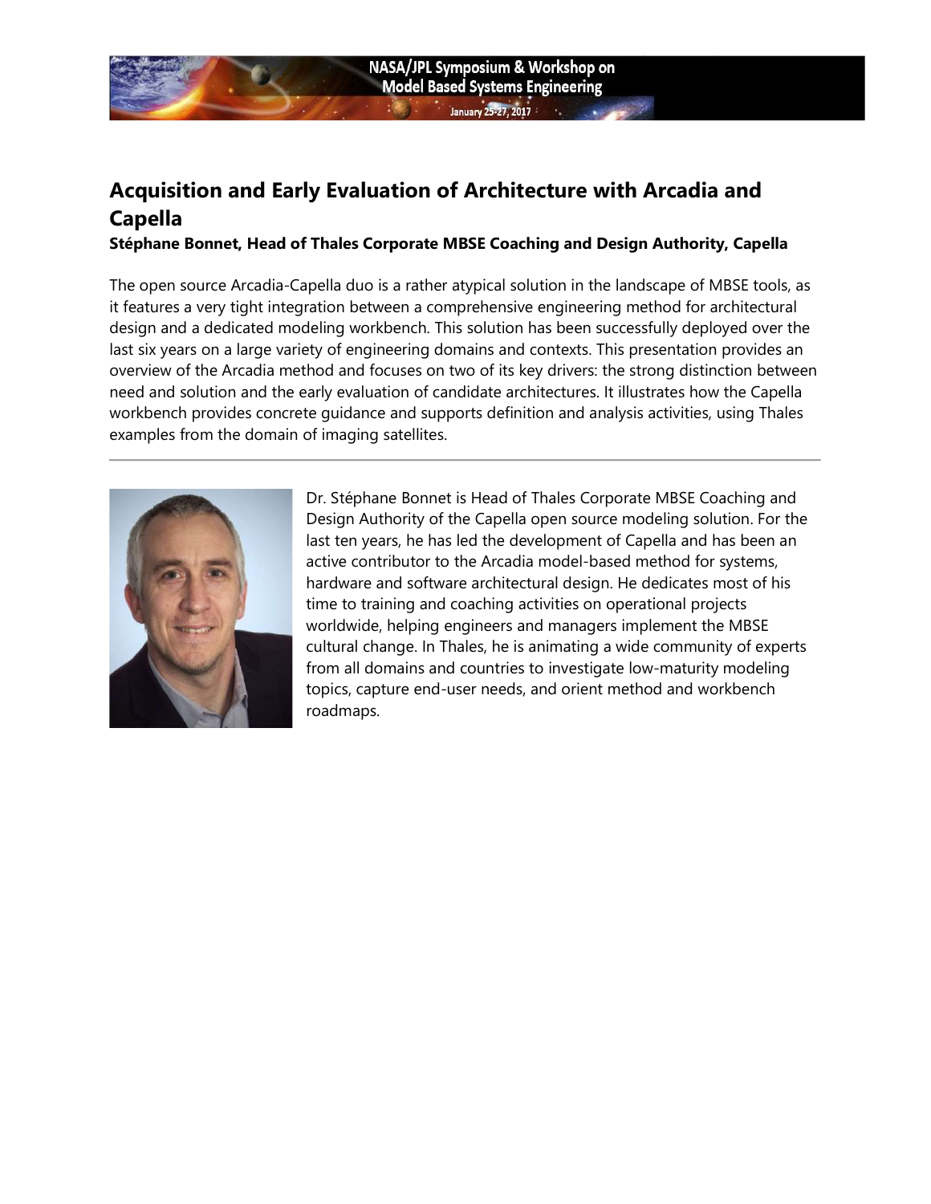## Acquisition and Early Evaluation of Architecture with Arcadia and Capella

**Stéphane Bonnet, Head of Thales Corporate MBSE Coaching and Design Authority, Capella**

The open source Arcadia-Capella duo is a rather atypical solution in the landscape of MBSE tools, as it features a very tight integration between a comprehensive engineering method for architectural design and a dedicated modeling workbench. This solution has been successfully deployed over the last six years on a large variety of engineering domains and contexts. This presentation provides an overview of the Arcadia method and focuses on two of its key drivers: the strong distinction between need and solution and the early evaluation of candidate architectures. It illustrates how the Capella workbench provides concrete guidance and supports definition and analysis activities, using Thales examples from the domain of imaging satellites.

---

Dr. Stéphane Bonnet is Head of Thales Corporate MBSE Coaching and Design Authority of the Capella open source modeling solution. For the last ten years, he has led the development of Capella and has been an active contributor to the Arcadia model-based method for systems, hardware and software architectural design. He dedicates most of his time to training and coaching activities on operational projects worldwide, helping engineers and managers implement the MBSE cultural change. In Thales, he is animating a wide community of experts from all domains and countries to investigate low-maturity modeling topics, capture end-user needs, and orient method and workbench roadmaps.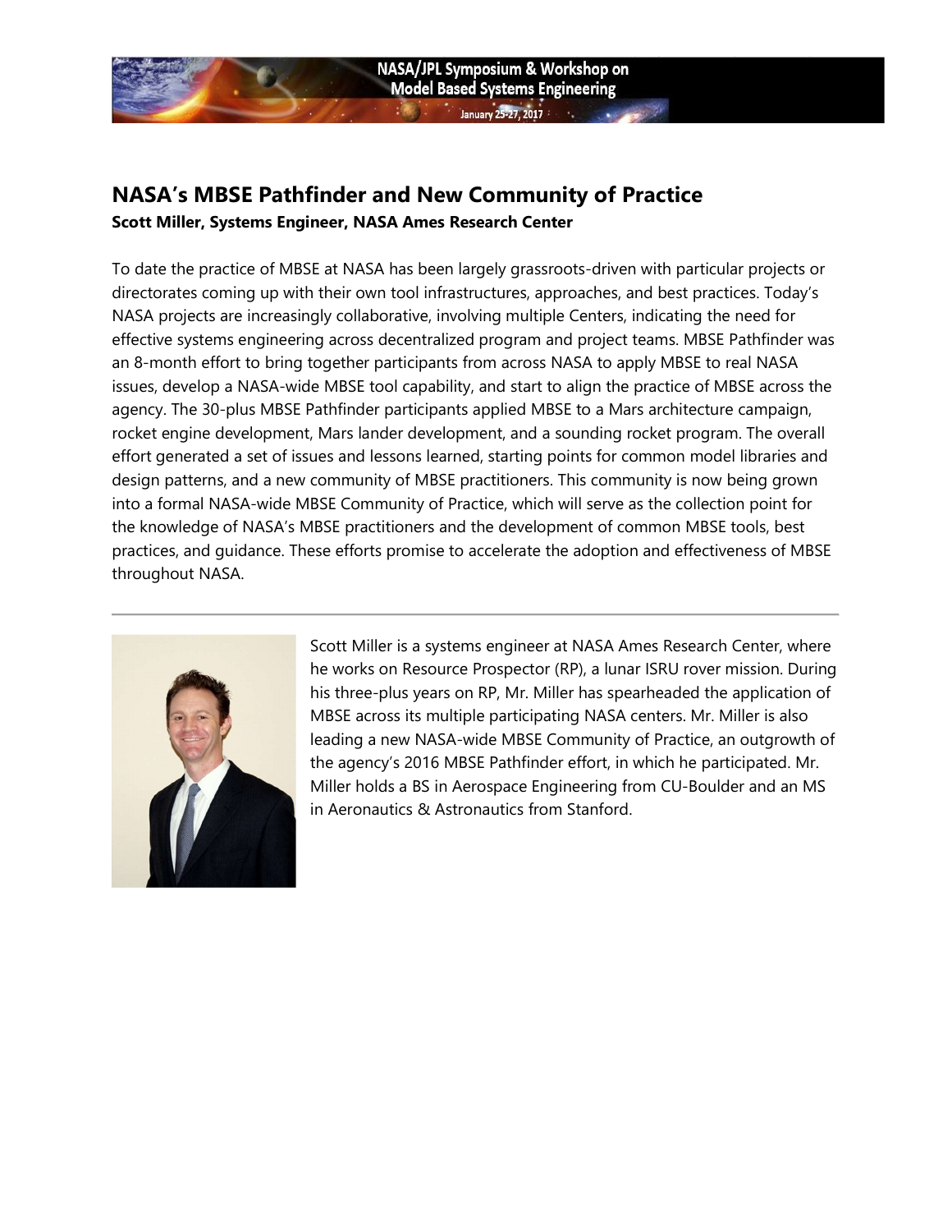## NASA's MBSE Pathfinder and New Community of Practice

**Scott Miller, Systems Engineer, NASA Ames Research Center**

To date the practice of MBSE at NASA has been largely grassroots-driven with particular projects or directorates coming up with their own tool infrastructures, approaches, and best practices. Today's NASA projects are increasingly collaborative, involving multiple Centers, indicating the need for effective systems engineering across decentralized program and project teams. MBSE Pathfinder was an 8-month effort to bring together participants from across NASA to apply MBSE to real NASA issues, develop a NASA-wide MBSE tool capability, and start to align the practice of MBSE across the agency. The 30-plus MBSE Pathfinder participants applied MBSE to a Mars architecture campaign, rocket engine development, Mars lander development, and a sounding rocket program. The overall effort generated a set of issues and lessons learned, starting points for common model libraries and design patterns, and a new community of MBSE practitioners. This community is now being grown into a formal NASA-wide MBSE Community of Practice, which will serve as the collection point for the knowledge of NASA's MBSE practitioners and the development of common MBSE tools, best practices, and guidance. These efforts promise to accelerate the adoption and effectiveness of MBSE throughout NASA.

---

Scott Miller is a systems engineer at NASA Ames Research Center, where he works on Resource Prospector (RP), a lunar ISRU rover mission. During his three-plus years on RP, Mr. Miller has spearheaded the application of MBSE across its multiple participating NASA centers. Mr. Miller is also leading a new NASA-wide MBSE Community of Practice, an outgrowth of the agency's 2016 MBSE Pathfinder effort, in which he participated. Mr. Miller holds a BS in Aerospace Engineering from CU-Boulder and an MS in Aeronautics & Astronautics from Stanford.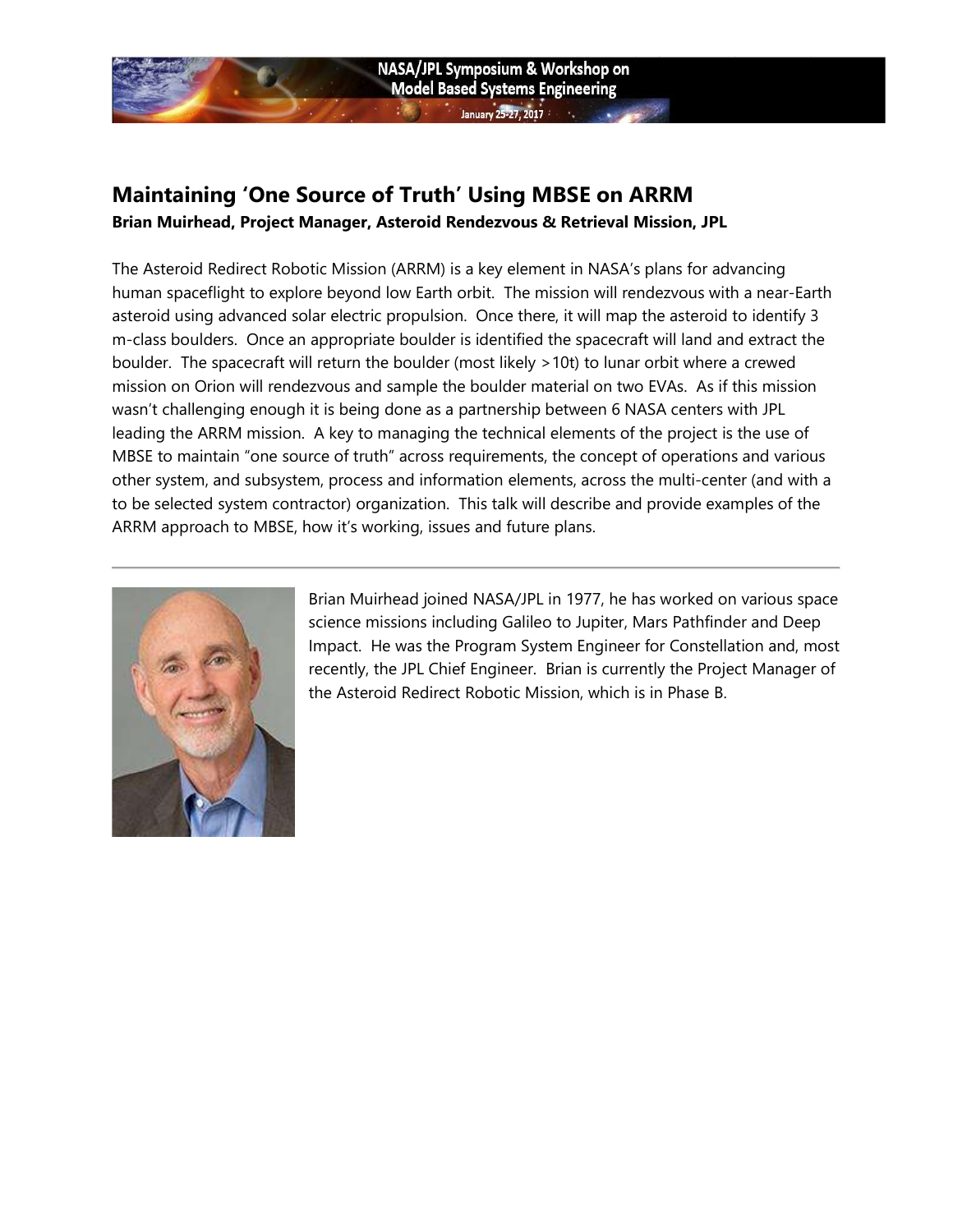## Maintaining 'One Source of Truth' Using MBSE on ARRM

**Brian Muirhead, Project Manager, Asteroid Rendezvous & Retrieval Mission, JPL**

The Asteroid Redirect Robotic Mission (ARRM) is a key element in NASA's plans for advancing human spaceflight to explore beyond low Earth orbit. The mission will rendezvous with a near-Earth asteroid using advanced solar electric propulsion. Once there, it will map the asteroid to identify 3 m-class boulders. Once an appropriate boulder is identified the spacecraft will land and extract the boulder. The spacecraft will return the boulder (most likely >10t) to lunar orbit where a crewed mission on Orion will rendezvous and sample the boulder material on two EVAs. As if this mission wasn't challenging enough it is being done as a partnership between 6 NASA centers with JPL leading the ARRM mission. A key to managing the technical elements of the project is the use of MBSE to maintain "one source of truth" across requirements, the concept of operations and various other system, and subsystem, process and information elements, across the multi-center (and with a to be selected system contractor) organization. This talk will describe and provide examples of the ARRM approach to MBSE, how it's working, issues and future plans.

---

Brian Muirhead joined NASA/JPL in 1977, he has worked on various space science missions including Galileo to Jupiter, Mars Pathfinder and Deep Impact. He was the Program System Engineer for Constellation and, most recently, the JPL Chief Engineer. Brian is currently the Project Manager of the Asteroid Redirect Robotic Mission, which is in Phase B.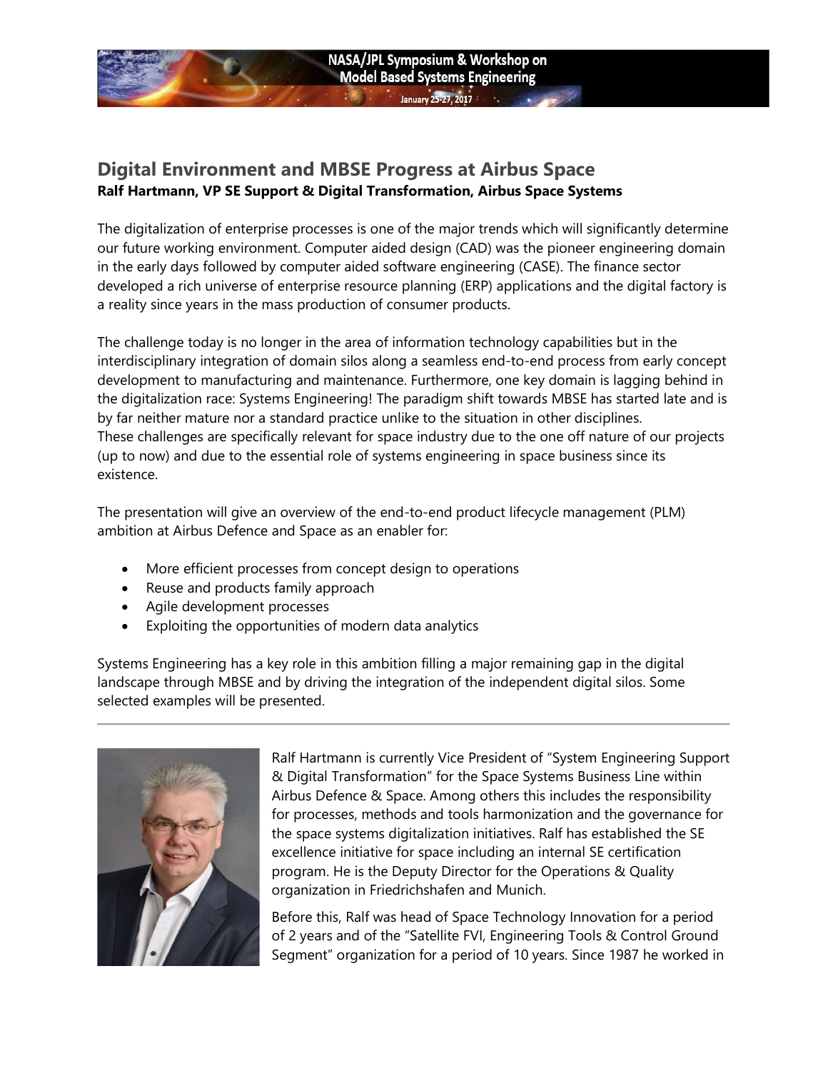## Digital Environment and MBSE Progress at Airbus Space

**Ralf Hartmann, VP SE Support & Digital Transformation, Airbus Space Systems**

The digitalization of enterprise processes is one of the major trends which will significantly determine our future working environment. Computer aided design (CAD) was the pioneer engineering domain in the early days followed by computer aided software engineering (CASE). The finance sector developed a rich universe of enterprise resource planning (ERP) applications and the digital factory is a reality since years in the mass production of consumer products.

The challenge today is no longer in the area of information technology capabilities but in the interdisciplinary integration of domain silos along a seamless end-to-end process from early concept development to manufacturing and maintenance. Furthermore, one key domain is lagging behind in the digitalization race: Systems Engineering! The paradigm shift towards MBSE has started late and is by far neither mature nor a standard practice unlike to the situation in other disciplines.
These challenges are specifically relevant for space industry due to the one off nature of our projects (up to now) and due to the essential role of systems engineering in space business since its existence.

The presentation will give an overview of the end-to-end product lifecycle management (PLM) ambition at Airbus Defence and Space as an enabler for:

- More efficient processes from concept design to operations
- Reuse and products family approach
- Agile development processes
- Exploiting the opportunities of modern data analytics

Systems Engineering has a key role in this ambition filling a major remaining gap in the digital landscape through MBSE and by driving the integration of the independent digital silos. Some selected examples will be presented.

---

Ralf Hartmann is currently Vice President of "System Engineering Support & Digital Transformation" for the Space Systems Business Line within Airbus Defence & Space. Among others this includes the responsibility for processes, methods and tools harmonization and the governance for the space systems digitalization initiatives. Ralf has established the SE excellence initiative for space including an internal SE certification program. He is the Deputy Director for the Operations & Quality organization in Friedrichshafen and Munich.

Before this, Ralf was head of Space Technology Innovation for a period of 2 years and of the "Satellite FVI, Engineering Tools & Control Ground Segment" organization for a period of 10 years. Since 1987 he worked in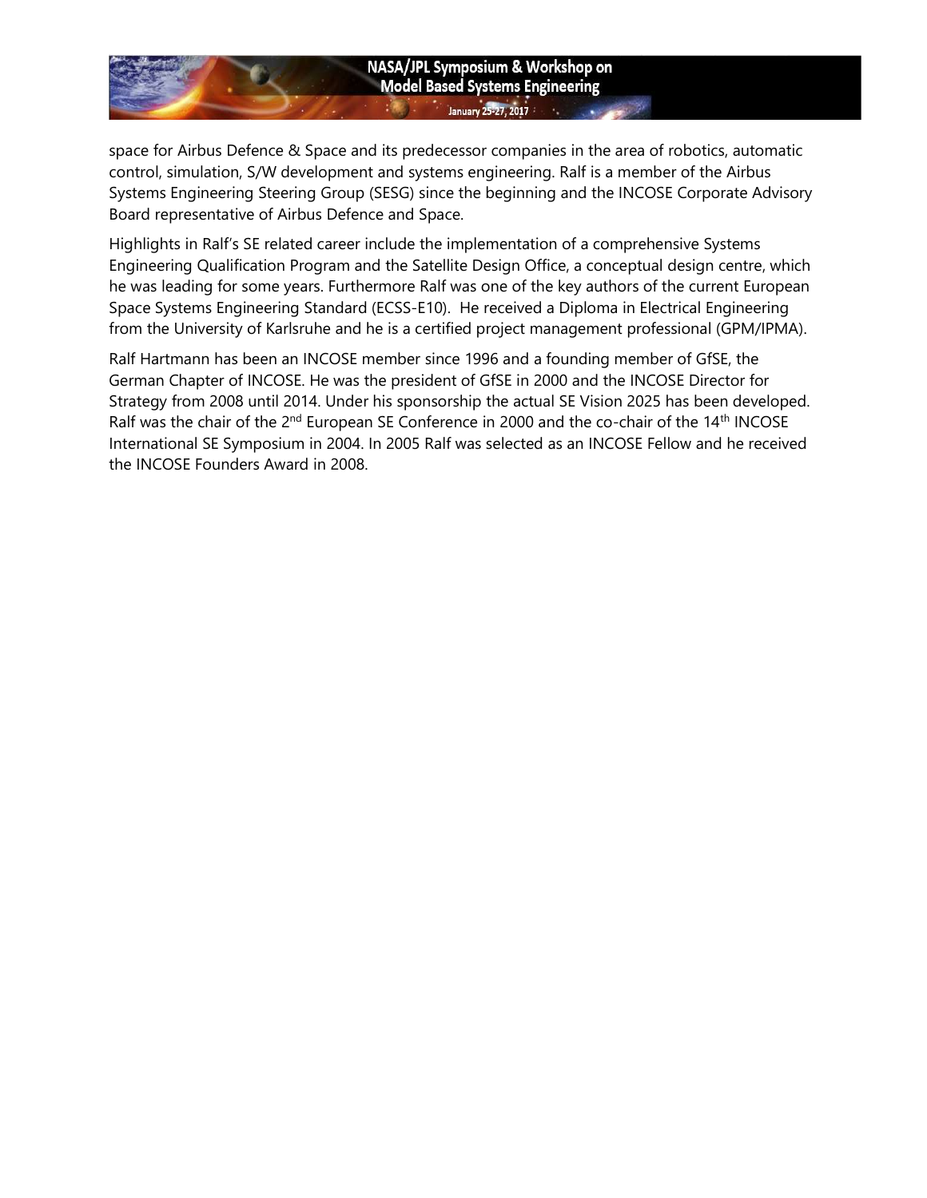space for Airbus Defence & Space and its predecessor companies in the area of robotics, automatic control, simulation, S/W development and systems engineering. Ralf is a member of the Airbus Systems Engineering Steering Group (SESG) since the beginning and the INCOSE Corporate Advisory Board representative of Airbus Defence and Space.

Highlights in Ralf's SE related career include the implementation of a comprehensive Systems Engineering Qualification Program and the Satellite Design Office, a conceptual design centre, which he was leading for some years. Furthermore Ralf was one of the key authors of the current European Space Systems Engineering Standard (ECSS-E10). He received a Diploma in Electrical Engineering from the University of Karlsruhe and he is a certified project management professional (GPM/IPMA).

Ralf Hartmann has been an INCOSE member since 1996 and a founding member of GfSE, the German Chapter of INCOSE. He was the president of GfSE in 2000 and the INCOSE Director for Strategy from 2008 until 2014. Under his sponsorship the actual SE Vision 2025 has been developed. Ralf was the chair of the 2nd European SE Conference in 2000 and the co-chair of the 14th INCOSE International SE Symposium in 2004. In 2005 Ralf was selected as an INCOSE Fellow and he received the INCOSE Founders Award in 2008.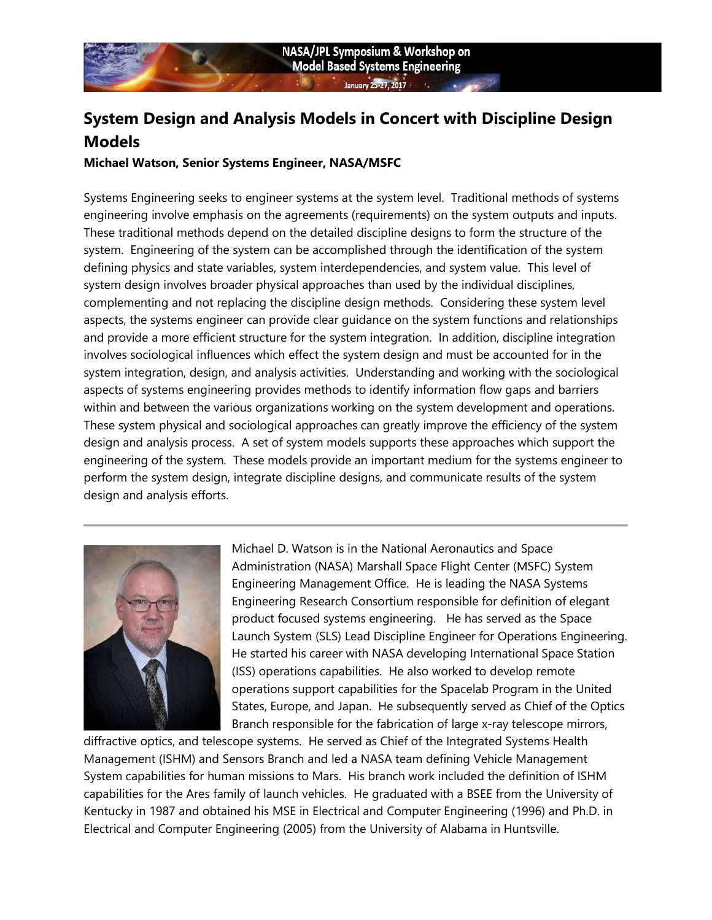## System Design and Analysis Models in Concert with Discipline Design Models

**Michael Watson, Senior Systems Engineer, NASA/MSFC**

Systems Engineering seeks to engineer systems at the system level. Traditional methods of systems engineering involve emphasis on the agreements (requirements) on the system outputs and inputs. These traditional methods depend on the detailed discipline designs to form the structure of the system. Engineering of the system can be accomplished through the identification of the system defining physics and state variables, system interdependencies, and system value. This level of system design involves broader physical approaches than used by the individual disciplines, complementing and not replacing the discipline design methods. Considering these system level aspects, the systems engineer can provide clear guidance on the system functions and relationships and provide a more efficient structure for the system integration. In addition, discipline integration involves sociological influences which effect the system design and must be accounted for in the system integration, design, and analysis activities. Understanding and working with the sociological aspects of systems engineering provides methods to identify information flow gaps and barriers within and between the various organizations working on the system development and operations. These system physical and sociological approaches can greatly improve the efficiency of the system design and analysis process. A set of system models supports these approaches which support the engineering of the system. These models provide an important medium for the systems engineer to perform the system design, integrate discipline designs, and communicate results of the system design and analysis efforts.

---

Michael D. Watson is in the National Aeronautics and Space Administration (NASA) Marshall Space Flight Center (MSFC) System Engineering Management Office. He is leading the NASA Systems Engineering Research Consortium responsible for definition of elegant product focused systems engineering. He has served as the Space Launch System (SLS) Lead Discipline Engineer for Operations Engineering. He started his career with NASA developing International Space Station (ISS) operations capabilities. He also worked to develop remote operations support capabilities for the Spacelab Program in the United States, Europe, and Japan. He subsequently served as Chief of the Optics Branch responsible for the fabrication of large x-ray telescope mirrors, diffractive optics, and telescope systems. He served as Chief of the Integrated Systems Health Management (ISHM) and Sensors Branch and led a NASA team defining Vehicle Management System capabilities for human missions to Mars. His branch work included the definition of ISHM capabilities for the Ares family of launch vehicles. He graduated with a BSEE from the University of Kentucky in 1987 and obtained his MSE in Electrical and Computer Engineering (1996) and Ph.D. in Electrical and Computer Engineering (2005) from the University of Alabama in Huntsville.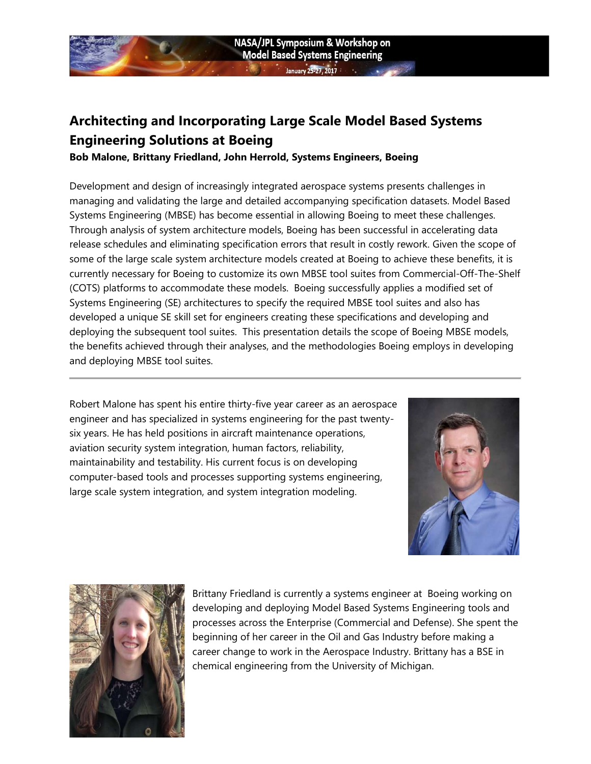## Architecting and Incorporating Large Scale Model Based Systems Engineering Solutions at Boeing

**Bob Malone, Brittany Friedland, John Herrold, Systems Engineers, Boeing**

Development and design of increasingly integrated aerospace systems presents challenges in managing and validating the large and detailed accompanying specification datasets. Model Based Systems Engineering (MBSE) has become essential in allowing Boeing to meet these challenges. Through analysis of system architecture models, Boeing has been successful in accelerating data release schedules and eliminating specification errors that result in costly rework. Given the scope of some of the large scale system architecture models created at Boeing to achieve these benefits, it is currently necessary for Boeing to customize its own MBSE tool suites from Commercial-Off-The-Shelf (COTS) platforms to accommodate these models. Boeing successfully applies a modified set of Systems Engineering (SE) architectures to specify the required MBSE tool suites and also has developed a unique SE skill set for engineers creating these specifications and developing and deploying the subsequent tool suites. This presentation details the scope of Boeing MBSE models, the benefits achieved through their analyses, and the methodologies Boeing employs in developing and deploying MBSE tool suites.

---

Robert Malone has spent his entire thirty-five year career as an aerospace engineer and has specialized in systems engineering for the past twenty-six years. He has held positions in aircraft maintenance operations, aviation security system integration, human factors, reliability, maintainability and testability. His current focus is on developing computer-based tools and processes supporting systems engineering, large scale system integration, and system integration modeling.

Brittany Friedland is currently a systems engineer at Boeing working on developing and deploying Model Based Systems Engineering tools and processes across the Enterprise (Commercial and Defense). She spent the beginning of her career in the Oil and Gas Industry before making a career change to work in the Aerospace Industry. Brittany has a BSE in chemical engineering from the University of Michigan.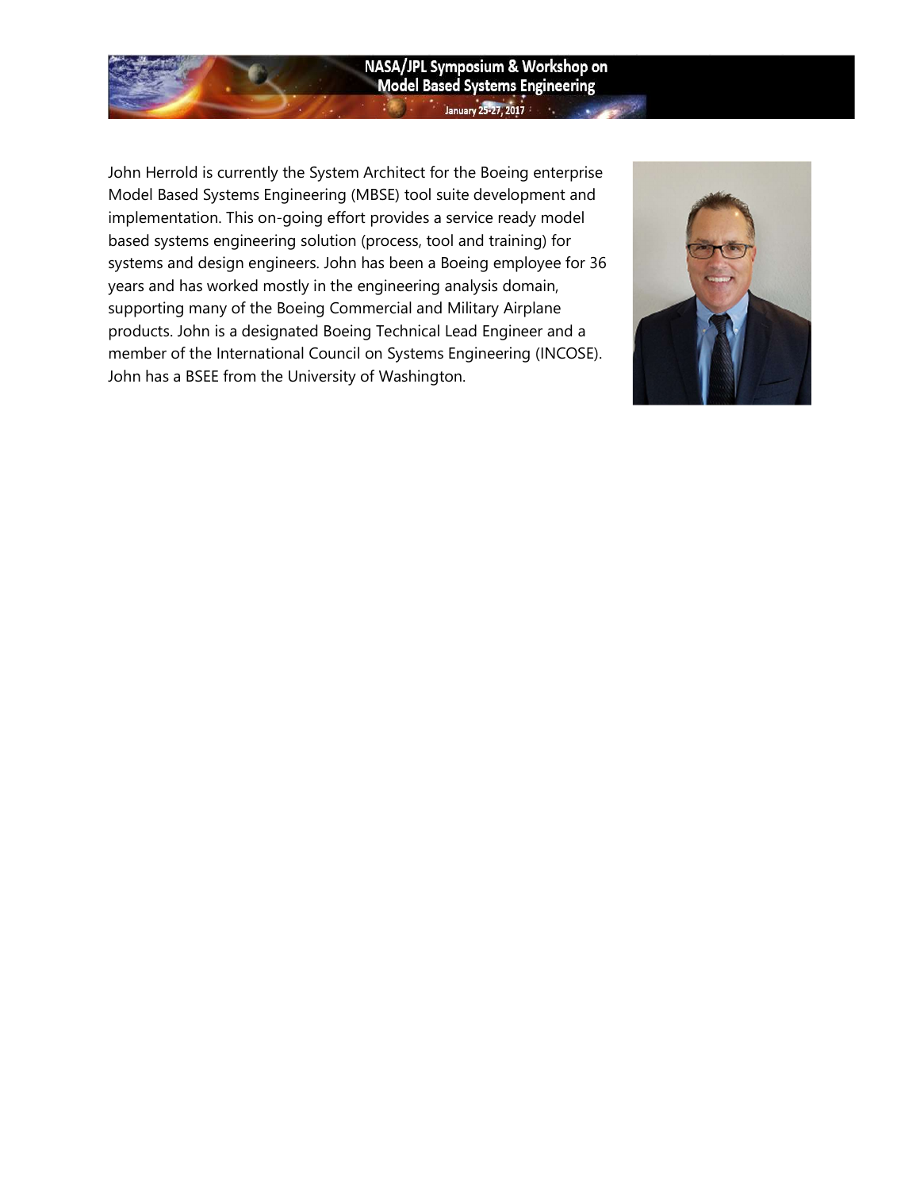John Herrold is currently the System Architect for the Boeing enterprise Model Based Systems Engineering (MBSE) tool suite development and implementation. This on-going effort provides a service ready model based systems engineering solution (process, tool and training) for systems and design engineers. John has been a Boeing employee for 36 years and has worked mostly in the engineering analysis domain, supporting many of the Boeing Commercial and Military Airplane products. John is a designated Boeing Technical Lead Engineer and a member of the International Council on Systems Engineering (INCOSE). John has a BSEE from the University of Washington.